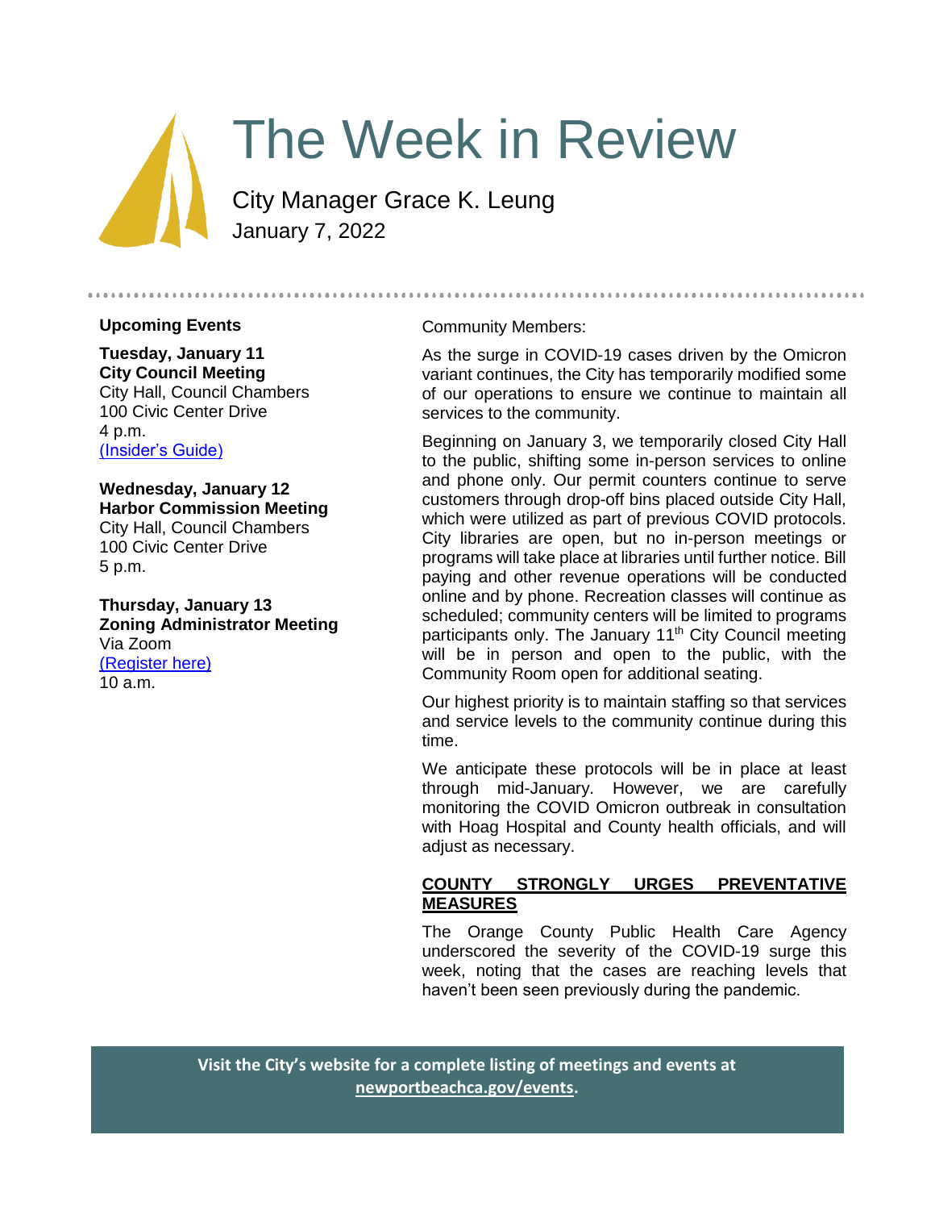# The Week in Review

City Manager Grace K. Leung
January 7, 2022

---

**Upcoming Events**

**Tuesday, January 11**
**City Council Meeting**
City Hall, Council Chambers
100 Civic Center Drive
4 p.m.
(Insider's Guide)

**Wednesday, January 12**
**Harbor Commission Meeting**
City Hall, Council Chambers
100 Civic Center Drive
5 p.m.

**Thursday, January 13**
**Zoning Administrator Meeting**
Via Zoom
(Register here)
10 a.m.

Community Members:

As the surge in COVID-19 cases driven by the Omicron variant continues, the City has temporarily modified some of our operations to ensure we continue to maintain all services to the community.

Beginning on January 3, we temporarily closed City Hall to the public, shifting some in-person services to online and phone only. Our permit counters continue to serve customers through drop-off bins placed outside City Hall, which were utilized as part of previous COVID protocols. City libraries are open, but no in-person meetings or programs will take place at libraries until further notice. Bill paying and other revenue operations will be conducted online and by phone. Recreation classes will continue as scheduled; community centers will be limited to programs participants only. The January 11th City Council meeting will be in person and open to the public, with the Community Room open for additional seating.

Our highest priority is to maintain staffing so that services and service levels to the community continue during this time.

We anticipate these protocols will be in place at least through mid-January. However, we are carefully monitoring the COVID Omicron outbreak in consultation with Hoag Hospital and County health officials, and will adjust as necessary.

**COUNTY STRONGLY URGES PREVENTATIVE MEASURES**

The Orange County Public Health Care Agency underscored the severity of the COVID-19 surge this week, noting that the cases are reaching levels that haven't been seen previously during the pandemic.

**Visit the City's website for a complete listing of meetings and events at newportbeachca.gov/events.**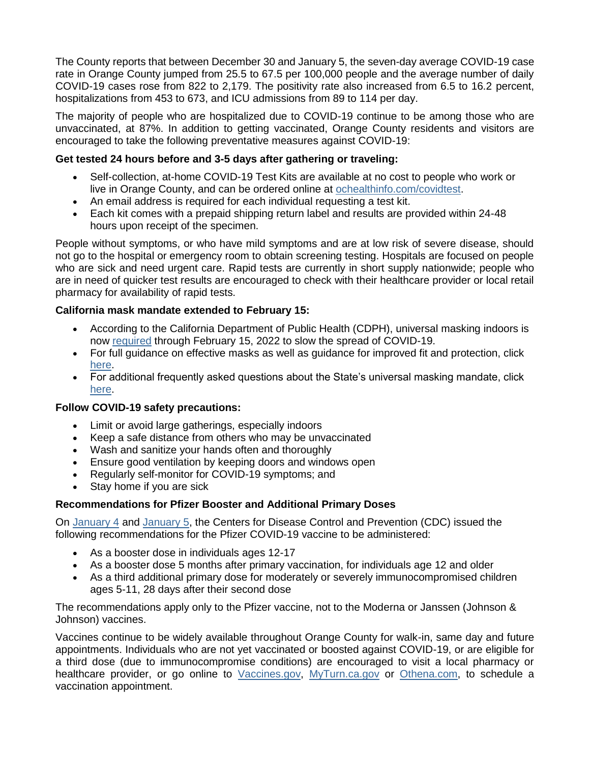The County reports that between December 30 and January 5, the seven-day average COVID-19 case rate in Orange County jumped from 25.5 to 67.5 per 100,000 people and the average number of daily COVID-19 cases rose from 822 to 2,179. The positivity rate also increased from 6.5 to 16.2 percent, hospitalizations from 453 to 673, and ICU admissions from 89 to 114 per day.

The majority of people who are hospitalized due to COVID-19 continue to be among those who are unvaccinated, at 87%. In addition to getting vaccinated, Orange County residents and visitors are encouraged to take the following preventative measures against COVID-19:

**Get tested 24 hours before and 3-5 days after gathering or traveling:**

- Self-collection, at-home COVID-19 Test Kits are available at no cost to people who work or live in Orange County, and can be ordered online at ochealthinfo.com/covidtest.
- An email address is required for each individual requesting a test kit.
- Each kit comes with a prepaid shipping return label and results are provided within 24-48 hours upon receipt of the specimen.

People without symptoms, or who have mild symptoms and are at low risk of severe disease, should not go to the hospital or emergency room to obtain screening testing. Hospitals are focused on people who are sick and need urgent care. Rapid tests are currently in short supply nationwide; people who are in need of quicker test results are encouraged to check with their healthcare provider or local retail pharmacy for availability of rapid tests.

**California mask mandate extended to February 15:**

- According to the California Department of Public Health (CDPH), universal masking indoors is now required through February 15, 2022 to slow the spread of COVID-19.
- For full guidance on effective masks as well as guidance for improved fit and protection, click here.
- For additional frequently asked questions about the State's universal masking mandate, click here.

**Follow COVID-19 safety precautions:**

- Limit or avoid large gatherings, especially indoors
- Keep a safe distance from others who may be unvaccinated
- Wash and sanitize your hands often and thoroughly
- Ensure good ventilation by keeping doors and windows open
- Regularly self-monitor for COVID-19 symptoms; and
- Stay home if you are sick

**Recommendations for Pfizer Booster and Additional Primary Doses**

On January 4 and January 5, the Centers for Disease Control and Prevention (CDC) issued the following recommendations for the Pfizer COVID-19 vaccine to be administered:

- As a booster dose in individuals ages 12-17
- As a booster dose 5 months after primary vaccination, for individuals age 12 and older
- As a third additional primary dose for moderately or severely immunocompromised children ages 5-11, 28 days after their second dose

The recommendations apply only to the Pfizer vaccine, not to the Moderna or Janssen (Johnson & Johnson) vaccines.

Vaccines continue to be widely available throughout Orange County for walk-in, same day and future appointments. Individuals who are not yet vaccinated or boosted against COVID-19, or are eligible for a third dose (due to immunocompromise conditions) are encouraged to visit a local pharmacy or healthcare provider, or go online to Vaccines.gov, MyTurn.ca.gov or Othena.com, to schedule a vaccination appointment.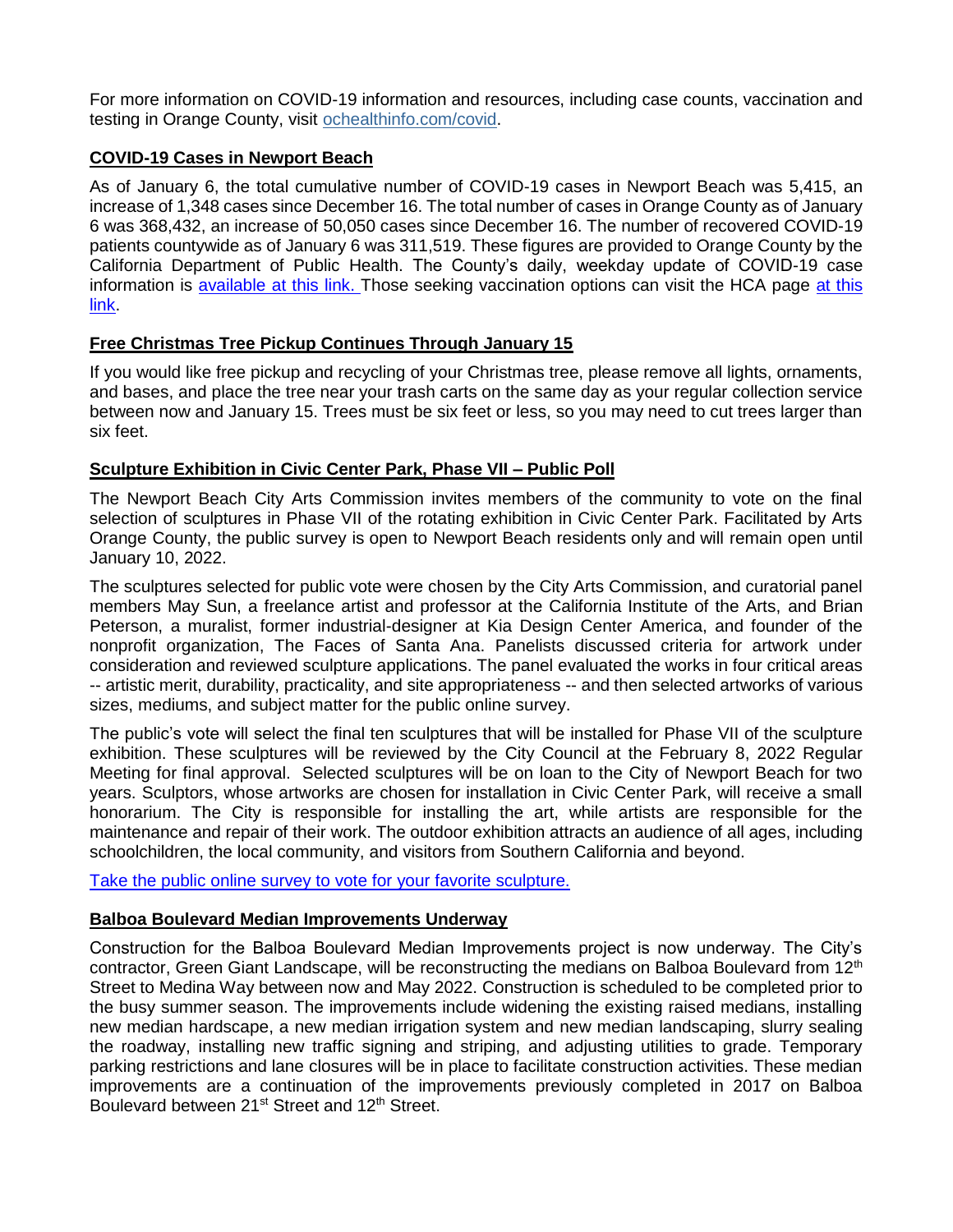For more information on COVID-19 information and resources, including case counts, vaccination and testing in Orange County, visit [ochealthinfo.com/covid](ochealthinfo.com/covid).

## COVID-19 Cases in Newport Beach

As of January 6, the total cumulative number of COVID-19 cases in Newport Beach was 5,415, an increase of 1,348 cases since December 16. The total number of cases in Orange County as of January 6 was 368,432, an increase of 50,050 cases since December 16. The number of recovered COVID-19 patients countywide as of January 6 was 311,519. These figures are provided to Orange County by the California Department of Public Health. The County's daily, weekday update of COVID-19 case information is available at this link. Those seeking vaccination options can visit the HCA page at this link.

## Free Christmas Tree Pickup Continues Through January 15

If you would like free pickup and recycling of your Christmas tree, please remove all lights, ornaments, and bases, and place the tree near your trash carts on the same day as your regular collection service between now and January 15. Trees must be six feet or less, so you may need to cut trees larger than six feet.

## Sculpture Exhibition in Civic Center Park, Phase VII – Public Poll

The Newport Beach City Arts Commission invites members of the community to vote on the final selection of sculptures in Phase VII of the rotating exhibition in Civic Center Park. Facilitated by Arts Orange County, the public survey is open to Newport Beach residents only and will remain open until January 10, 2022.

The sculptures selected for public vote were chosen by the City Arts Commission, and curatorial panel members May Sun, a freelance artist and professor at the California Institute of the Arts, and Brian Peterson, a muralist, former industrial-designer at Kia Design Center America, and founder of the nonprofit organization, The Faces of Santa Ana. Panelists discussed criteria for artwork under consideration and reviewed sculpture applications. The panel evaluated the works in four critical areas -- artistic merit, durability, practicality, and site appropriateness -- and then selected artworks of various sizes, mediums, and subject matter for the public online survey.

The public's vote will select the final ten sculptures that will be installed for Phase VII of the sculpture exhibition. These sculptures will be reviewed by the City Council at the February 8, 2022 Regular Meeting for final approval. Selected sculptures will be on loan to the City of Newport Beach for two years. Sculptors, whose artworks are chosen for installation in Civic Center Park, will receive a small honorarium. The City is responsible for installing the art, while artists are responsible for the maintenance and repair of their work. The outdoor exhibition attracts an audience of all ages, including schoolchildren, the local community, and visitors from Southern California and beyond.

Take the public online survey to vote for your favorite sculpture.

## Balboa Boulevard Median Improvements Underway

Construction for the Balboa Boulevard Median Improvements project is now underway. The City's contractor, Green Giant Landscape, will be reconstructing the medians on Balboa Boulevard from 12th Street to Medina Way between now and May 2022. Construction is scheduled to be completed prior to the busy summer season. The improvements include widening the existing raised medians, installing new median hardscape, a new median irrigation system and new median landscaping, slurry sealing the roadway, installing new traffic signing and striping, and adjusting utilities to grade. Temporary parking restrictions and lane closures will be in place to facilitate construction activities. These median improvements are a continuation of the improvements previously completed in 2017 on Balboa Boulevard between 21st Street and 12th Street.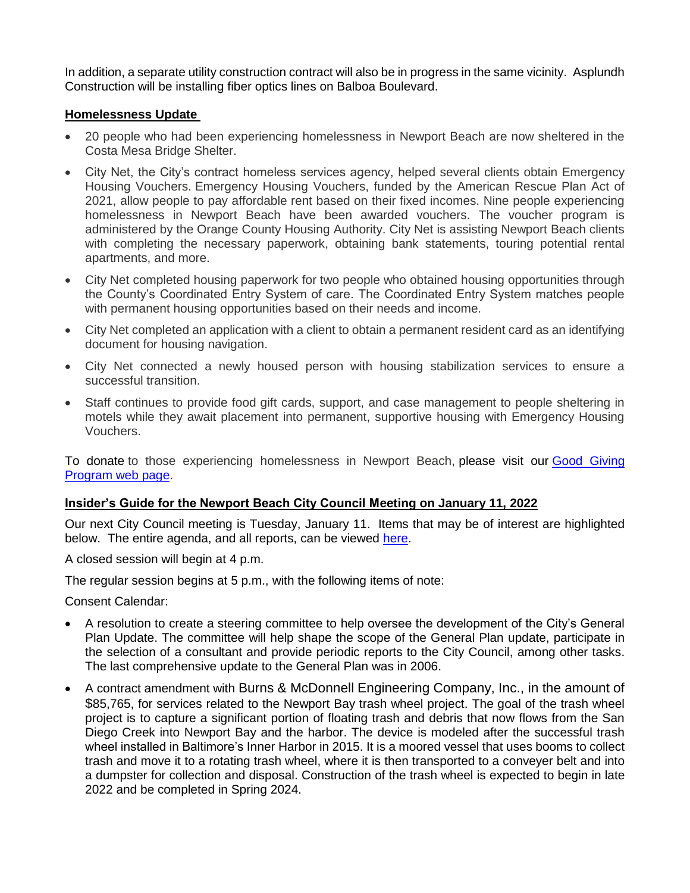In addition, a separate utility construction contract will also be in progress in the same vicinity. Asplundh Construction will be installing fiber optics lines on Balboa Boulevard.

## Homelessness Update

- 20 people who had been experiencing homelessness in Newport Beach are now sheltered in the Costa Mesa Bridge Shelter.
- City Net, the City's contract homeless services agency, helped several clients obtain Emergency Housing Vouchers. Emergency Housing Vouchers, funded by the American Rescue Plan Act of 2021, allow people to pay affordable rent based on their fixed incomes. Nine people experiencing homelessness in Newport Beach have been awarded vouchers. The voucher program is administered by the Orange County Housing Authority. City Net is assisting Newport Beach clients with completing the necessary paperwork, obtaining bank statements, touring potential rental apartments, and more.
- City Net completed housing paperwork for two people who obtained housing opportunities through the County's Coordinated Entry System of care. The Coordinated Entry System matches people with permanent housing opportunities based on their needs and income.
- City Net completed an application with a client to obtain a permanent resident card as an identifying document for housing navigation.
- City Net connected a newly housed person with housing stabilization services to ensure a successful transition.
- Staff continues to provide food gift cards, support, and case management to people sheltering in motels while they await placement into permanent, supportive housing with Emergency Housing Vouchers.

To donate to those experiencing homelessness in Newport Beach, please visit our [Good Giving Program web page](#).

## Insider's Guide for the Newport Beach City Council Meeting on January 11, 2022

Our next City Council meeting is Tuesday, January 11. Items that may be of interest are highlighted below. The entire agenda, and all reports, can be viewed [here](#).

A closed session will begin at 4 p.m.

The regular session begins at 5 p.m., with the following items of note:

Consent Calendar:

- A resolution to create a steering committee to help oversee the development of the City's General Plan Update. The committee will help shape the scope of the General Plan update, participate in the selection of a consultant and provide periodic reports to the City Council, among other tasks. The last comprehensive update to the General Plan was in 2006.
- A contract amendment with Burns & McDonnell Engineering Company, Inc., in the amount of $85,765, for services related to the Newport Bay trash wheel project. The goal of the trash wheel project is to capture a significant portion of floating trash and debris that now flows from the San Diego Creek into Newport Bay and the harbor. The device is modeled after the successful trash wheel installed in Baltimore's Inner Harbor in 2015. It is a moored vessel that uses booms to collect trash and move it to a rotating trash wheel, where it is then transported to a conveyer belt and into a dumpster for collection and disposal. Construction of the trash wheel is expected to begin in late 2022 and be completed in Spring 2024.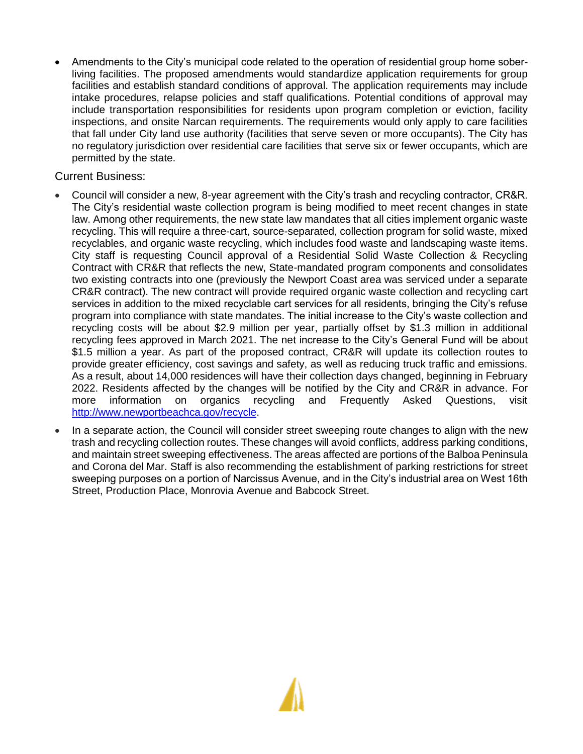- Amendments to the City's municipal code related to the operation of residential group home sober-living facilities. The proposed amendments would standardize application requirements for group facilities and establish standard conditions of approval. The application requirements may include intake procedures, relapse policies and staff qualifications. Potential conditions of approval may include transportation responsibilities for residents upon program completion or eviction, facility inspections, and onsite Narcan requirements. The requirements would only apply to care facilities that fall under City land use authority (facilities that serve seven or more occupants). The City has no regulatory jurisdiction over residential care facilities that serve six or fewer occupants, which are permitted by the state.

Current Business:

- Council will consider a new, 8-year agreement with the City's trash and recycling contractor, CR&R. The City's residential waste collection program is being modified to meet recent changes in state law. Among other requirements, the new state law mandates that all cities implement organic waste recycling. This will require a three-cart, source-separated, collection program for solid waste, mixed recyclables, and organic waste recycling, which includes food waste and landscaping waste items. City staff is requesting Council approval of a Residential Solid Waste Collection & Recycling Contract with CR&R that reflects the new, State-mandated program components and consolidates two existing contracts into one (previously the Newport Coast area was serviced under a separate CR&R contract). The new contract will provide required organic waste collection and recycling cart services in addition to the mixed recyclable cart services for all residents, bringing the City's refuse program into compliance with state mandates. The initial increase to the City's waste collection and recycling costs will be about $2.9 million per year, partially offset by $1.3 million in additional recycling fees approved in March 2021. The net increase to the City's General Fund will be about $1.5 million a year. As part of the proposed contract, CR&R will update its collection routes to provide greater efficiency, cost savings and safety, as well as reducing truck traffic and emissions. As a result, about 14,000 residences will have their collection days changed, beginning in February 2022. Residents affected by the changes will be notified by the City and CR&R in advance. For more information on organics recycling and Frequently Asked Questions, visit [http://www.newportbeachca.gov/recycle](http://www.newportbeachca.gov/recycle).
- In a separate action, the Council will consider street sweeping route changes to align with the new trash and recycling collection routes. These changes will avoid conflicts, address parking conditions, and maintain street sweeping effectiveness. The areas affected are portions of the Balboa Peninsula and Corona del Mar. Staff is also recommending the establishment of parking restrictions for street sweeping purposes on a portion of Narcissus Avenue, and in the City's industrial area on West 16th Street, Production Place, Monrovia Avenue and Babcock Street.